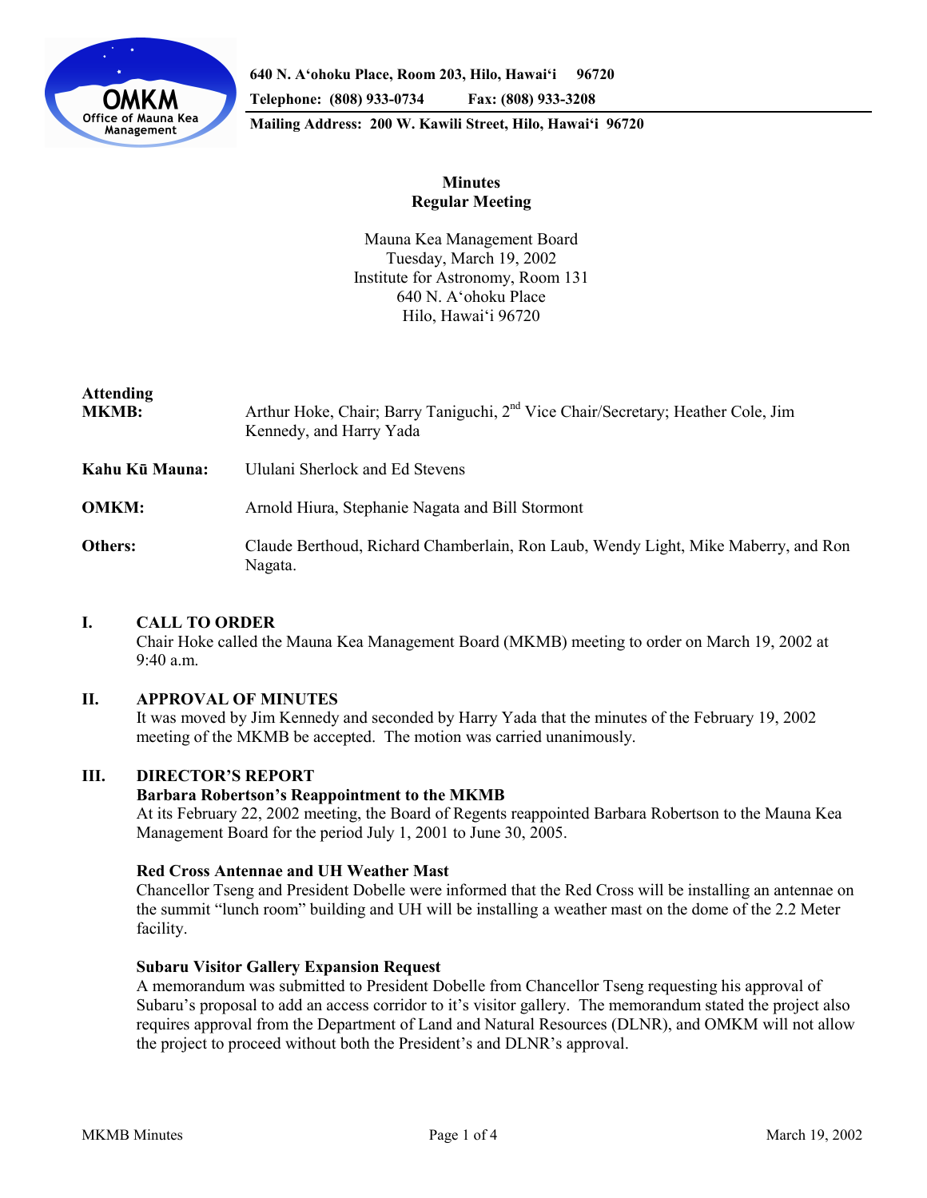640 N. A'ohoku Place, Room 203, Hilo, Hawai'i 96720
Telephone: (808) 933-0734 Fax: (808) 933-3208
Mailing Address: 200 W. Kawili Street, Hilo, Hawai'i 96720

# Minutes
## Regular Meeting

Mauna Kea Management Board
Tuesday, March 19, 2002
Institute for Astronomy, Room 131
640 N. A'ohoku Place
Hilo, Hawai'i 96720

**Attending MKMB:** Arthur Hoke, Chair; Barry Taniguchi, 2nd Vice Chair/Secretary; Heather Cole, Jim Kennedy, and Harry Yada

**Kahu Kū Mauna:** Ululani Sherlock and Ed Stevens

**OMKM:** Arnold Hiura, Stephanie Nagata and Bill Stormont

**Others:** Claude Berthoud, Richard Chamberlain, Ron Laub, Wendy Light, Mike Maberry, and Ron Nagata.

## I. CALL TO ORDER

Chair Hoke called the Mauna Kea Management Board (MKMB) meeting to order on March 19, 2002 at 9:40 a.m.

## II. APPROVAL OF MINUTES

It was moved by Jim Kennedy and seconded by Harry Yada that the minutes of the February 19, 2002 meeting of the MKMB be accepted. The motion was carried unanimously.

## III. DIRECTOR'S REPORT

### Barbara Robertson's Reappointment to the MKMB

At its February 22, 2002 meeting, the Board of Regents reappointed Barbara Robertson to the Mauna Kea Management Board for the period July 1, 2001 to June 30, 2005.

### Red Cross Antennae and UH Weather Mast

Chancellor Tseng and President Dobelle were informed that the Red Cross will be installing an antennae on the summit "lunch room" building and UH will be installing a weather mast on the dome of the 2.2 Meter facility.

### Subaru Visitor Gallery Expansion Request

A memorandum was submitted to President Dobelle from Chancellor Tseng requesting his approval of Subaru's proposal to add an access corridor to it's visitor gallery. The memorandum stated the project also requires approval from the Department of Land and Natural Resources (DLNR), and OMKM will not allow the project to proceed without both the President's and DLNR's approval.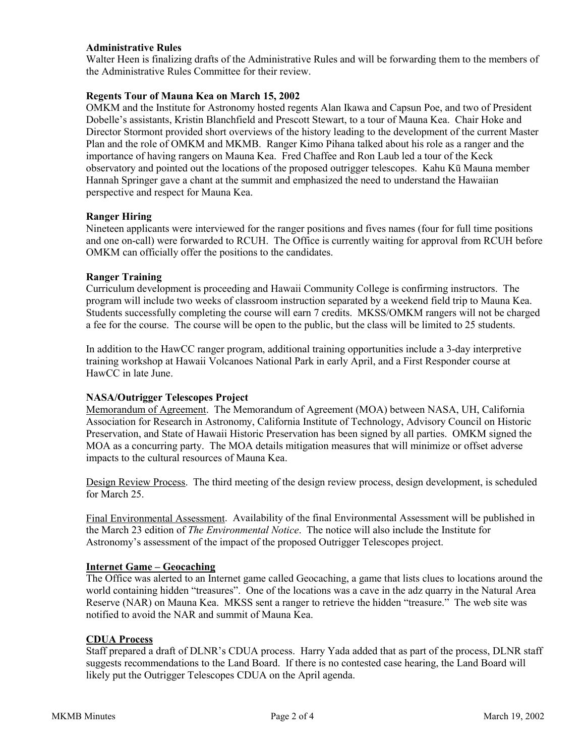**Administrative Rules**

Walter Heen is finalizing drafts of the Administrative Rules and will be forwarding them to the members of the Administrative Rules Committee for their review.

**Regents Tour of Mauna Kea on March 15, 2002**

OMKM and the Institute for Astronomy hosted regents Alan Ikawa and Capsun Poe, and two of President Dobelle's assistants, Kristin Blanchfield and Prescott Stewart, to a tour of Mauna Kea. Chair Hoke and Director Stormont provided short overviews of the history leading to the development of the current Master Plan and the role of OMKM and MKMB. Ranger Kimo Pihana talked about his role as a ranger and the importance of having rangers on Mauna Kea. Fred Chaffee and Ron Laub led a tour of the Keck observatory and pointed out the locations of the proposed outrigger telescopes. Kahu Kū Mauna member Hannah Springer gave a chant at the summit and emphasized the need to understand the Hawaiian perspective and respect for Mauna Kea.

**Ranger Hiring**

Nineteen applicants were interviewed for the ranger positions and fives names (four for full time positions and one on-call) were forwarded to RCUH. The Office is currently waiting for approval from RCUH before OMKM can officially offer the positions to the candidates.

**Ranger Training**

Curriculum development is proceeding and Hawaii Community College is confirming instructors. The program will include two weeks of classroom instruction separated by a weekend field trip to Mauna Kea. Students successfully completing the course will earn 7 credits. MKSS/OMKM rangers will not be charged a fee for the course. The course will be open to the public, but the class will be limited to 25 students.

In addition to the HawCC ranger program, additional training opportunities include a 3-day interpretive training workshop at Hawaii Volcanoes National Park in early April, and a First Responder course at HawCC in late June.

**NASA/Outrigger Telescopes Project**

Memorandum of Agreement. The Memorandum of Agreement (MOA) between NASA, UH, California Association for Research in Astronomy, California Institute of Technology, Advisory Council on Historic Preservation, and State of Hawaii Historic Preservation has been signed by all parties. OMKM signed the MOA as a concurring party. The MOA details mitigation measures that will minimize or offset adverse impacts to the cultural resources of Mauna Kea.

Design Review Process. The third meeting of the design review process, design development, is scheduled for March 25.

Final Environmental Assessment. Availability of the final Environmental Assessment will be published in the March 23 edition of *The Environmental Notice*. The notice will also include the Institute for Astronomy's assessment of the impact of the proposed Outrigger Telescopes project.

**Internet Game – Geocaching**

The Office was alerted to an Internet game called Geocaching, a game that lists clues to locations around the world containing hidden "treasures". One of the locations was a cave in the adz quarry in the Natural Area Reserve (NAR) on Mauna Kea. MKSS sent a ranger to retrieve the hidden "treasure." The web site was notified to avoid the NAR and summit of Mauna Kea.

**CDUA Process**

Staff prepared a draft of DLNR's CDUA process. Harry Yada added that as part of the process, DLNR staff suggests recommendations to the Land Board. If there is no contested case hearing, the Land Board will likely put the Outrigger Telescopes CDUA on the April agenda.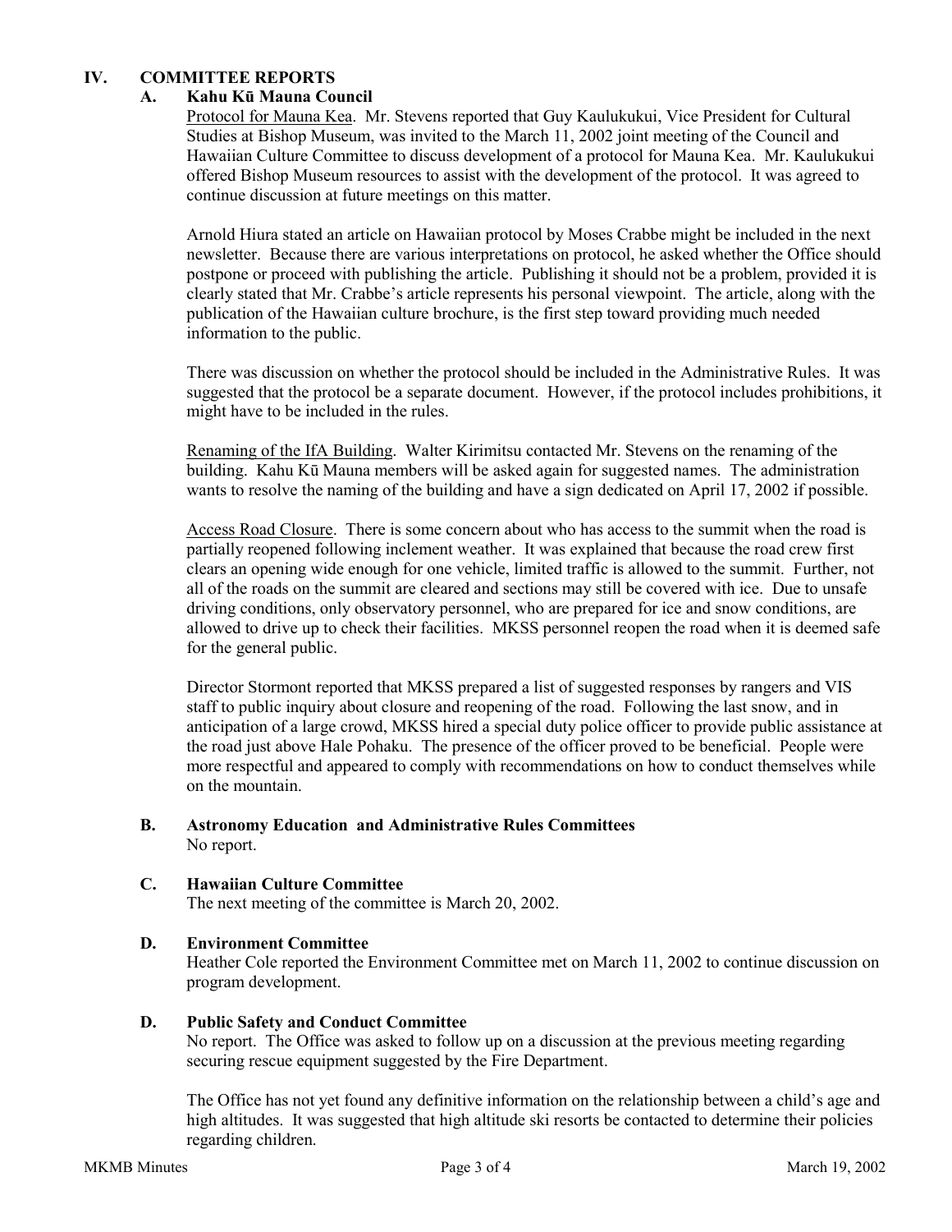## IV. COMMITTEE REPORTS

### A. Kahu Kū Mauna Council

Protocol for Mauna Kea. Mr. Stevens reported that Guy Kaulukukui, Vice President for Cultural Studies at Bishop Museum, was invited to the March 11, 2002 joint meeting of the Council and Hawaiian Culture Committee to discuss development of a protocol for Mauna Kea. Mr. Kaulukukui offered Bishop Museum resources to assist with the development of the protocol. It was agreed to continue discussion at future meetings on this matter.

Arnold Hiura stated an article on Hawaiian protocol by Moses Crabbe might be included in the next newsletter. Because there are various interpretations on protocol, he asked whether the Office should postpone or proceed with publishing the article. Publishing it should not be a problem, provided it is clearly stated that Mr. Crabbe's article represents his personal viewpoint. The article, along with the publication of the Hawaiian culture brochure, is the first step toward providing much needed information to the public.

There was discussion on whether the protocol should be included in the Administrative Rules. It was suggested that the protocol be a separate document. However, if the protocol includes prohibitions, it might have to be included in the rules.

Renaming of the IfA Building. Walter Kirimitsu contacted Mr. Stevens on the renaming of the building. Kahu Kū Mauna members will be asked again for suggested names. The administration wants to resolve the naming of the building and have a sign dedicated on April 17, 2002 if possible.

Access Road Closure. There is some concern about who has access to the summit when the road is partially reopened following inclement weather. It was explained that because the road crew first clears an opening wide enough for one vehicle, limited traffic is allowed to the summit. Further, not all of the roads on the summit are cleared and sections may still be covered with ice. Due to unsafe driving conditions, only observatory personnel, who are prepared for ice and snow conditions, are allowed to drive up to check their facilities. MKSS personnel reopen the road when it is deemed safe for the general public.

Director Stormont reported that MKSS prepared a list of suggested responses by rangers and VIS staff to public inquiry about closure and reopening of the road. Following the last snow, and in anticipation of a large crowd, MKSS hired a special duty police officer to provide public assistance at the road just above Hale Pohaku. The presence of the officer proved to be beneficial. People were more respectful and appeared to comply with recommendations on how to conduct themselves while on the mountain.

### B. Astronomy Education and Administrative Rules Committees

No report.

### C. Hawaiian Culture Committee

The next meeting of the committee is March 20, 2002.

### D. Environment Committee

Heather Cole reported the Environment Committee met on March 11, 2002 to continue discussion on program development.

### D. Public Safety and Conduct Committee

No report. The Office was asked to follow up on a discussion at the previous meeting regarding securing rescue equipment suggested by the Fire Department.

The Office has not yet found any definitive information on the relationship between a child's age and high altitudes. It was suggested that high altitude ski resorts be contacted to determine their policies regarding children.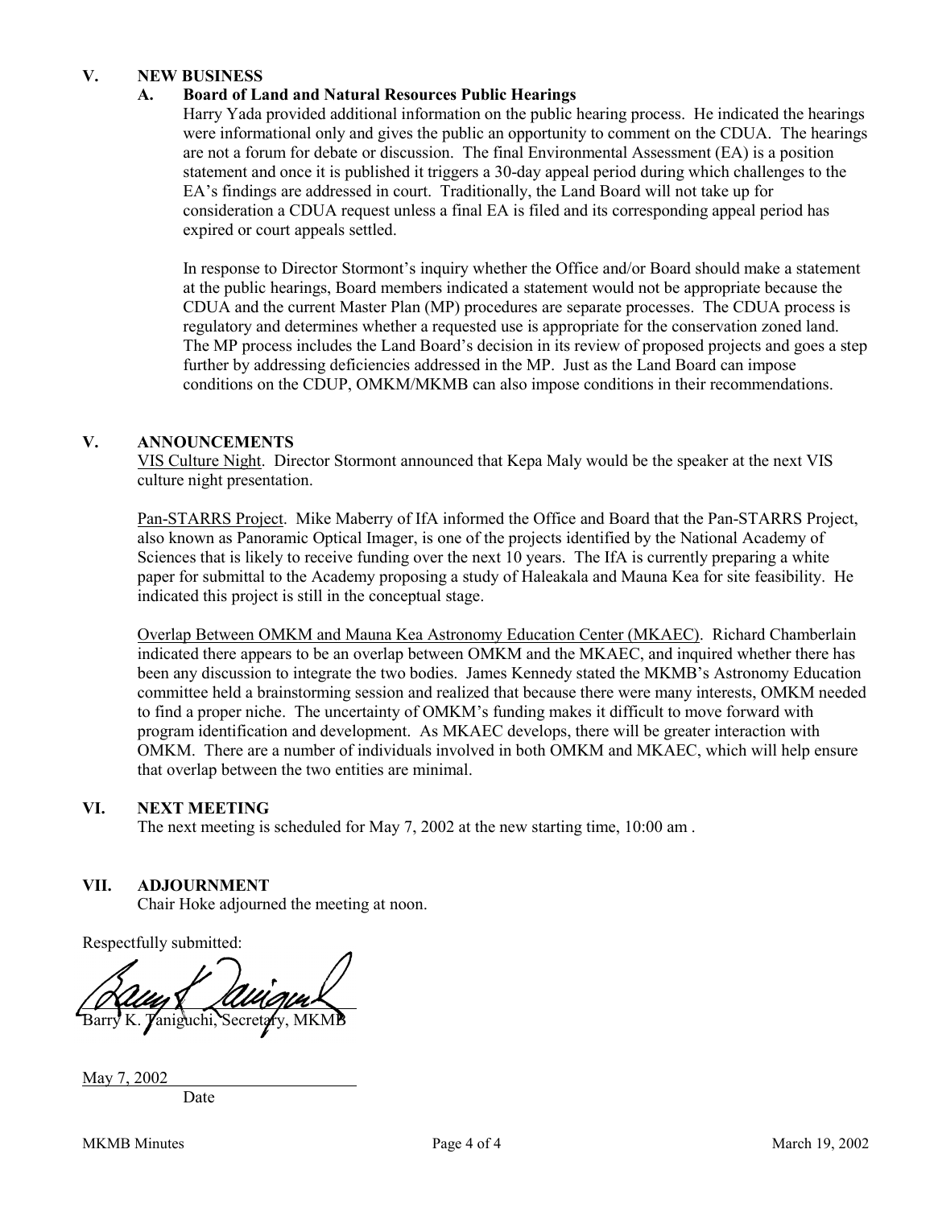## V. NEW BUSINESS

### A. Board of Land and Natural Resources Public Hearings

Harry Yada provided additional information on the public hearing process. He indicated the hearings were informational only and gives the public an opportunity to comment on the CDUA. The hearings are not a forum for debate or discussion. The final Environmental Assessment (EA) is a position statement and once it is published it triggers a 30-day appeal period during which challenges to the EA's findings are addressed in court. Traditionally, the Land Board will not take up for consideration a CDUA request unless a final EA is filed and its corresponding appeal period has expired or court appeals settled.

In response to Director Stormont's inquiry whether the Office and/or Board should make a statement at the public hearings, Board members indicated a statement would not be appropriate because the CDUA and the current Master Plan (MP) procedures are separate processes. The CDUA process is regulatory and determines whether a requested use is appropriate for the conservation zoned land. The MP process includes the Land Board's decision in its review of proposed projects and goes a step further by addressing deficiencies addressed in the MP. Just as the Land Board can impose conditions on the CDUP, OMKM/MKMB can also impose conditions in their recommendations.

## V. ANNOUNCEMENTS

VIS Culture Night. Director Stormont announced that Kepa Maly would be the speaker at the next VIS culture night presentation.

Pan-STARRS Project. Mike Maberry of IfA informed the Office and Board that the Pan-STARRS Project, also known as Panoramic Optical Imager, is one of the projects identified by the National Academy of Sciences that is likely to receive funding over the next 10 years. The IfA is currently preparing a white paper for submittal to the Academy proposing a study of Haleakala and Mauna Kea for site feasibility. He indicated this project is still in the conceptual stage.

Overlap Between OMKM and Mauna Kea Astronomy Education Center (MKAEC). Richard Chamberlain indicated there appears to be an overlap between OMKM and the MKAEC, and inquired whether there has been any discussion to integrate the two bodies. James Kennedy stated the MKMB's Astronomy Education committee held a brainstorming session and realized that because there were many interests, OMKM needed to find a proper niche. The uncertainty of OMKM's funding makes it difficult to move forward with program identification and development. As MKAEC develops, there will be greater interaction with OMKM. There are a number of individuals involved in both OMKM and MKAEC, which will help ensure that overlap between the two entities are minimal.

## VI. NEXT MEETING

The next meeting is scheduled for May 7, 2002 at the new starting time, 10:00 am .

## VII. ADJOURNMENT

Chair Hoke adjourned the meeting at noon.

Respectfully submitted:

Barry K. Taniguchi, Secretary, MKMB

May 7, 2002

Date